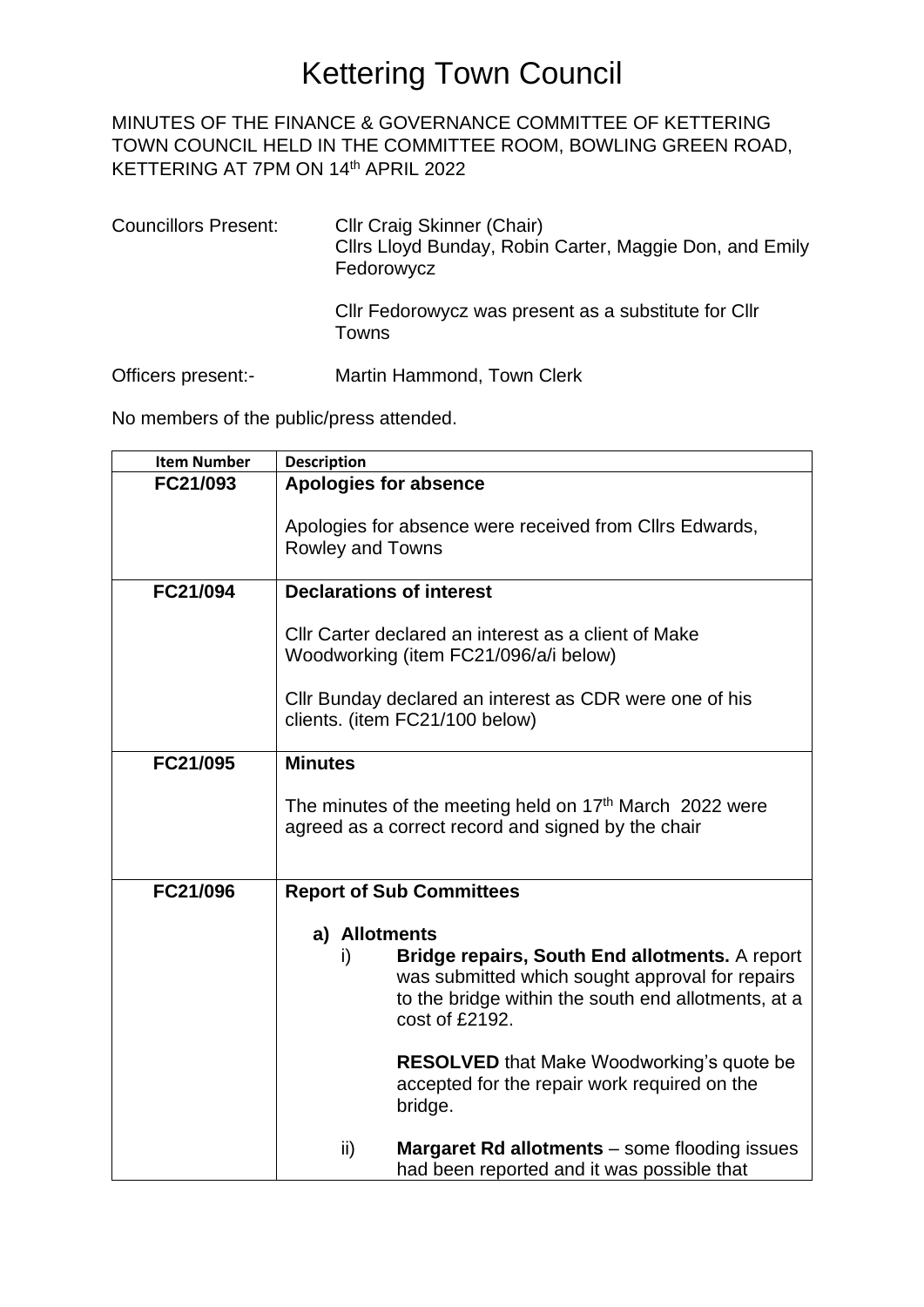# Kettering Town Council

MINUTES OF THE FINANCE & GOVERNANCE COMMITTEE OF KETTERING TOWN COUNCIL HELD IN THE COMMITTEE ROOM, BOWLING GREEN ROAD, KETTERING AT 7PM ON 14th APRIL 2022

Councillors Present: Cllr Craig Skinner (Chair)
Cllrs Lloyd Bunday, Robin Carter, Maggie Don, and Emily Fedorowycz

Cllr Fedorowycz was present as a substitute for Cllr Towns

Officers present:- Martin Hammond, Town Clerk

No members of the public/press attended.

| Item Number | Description |
|---|---|
| FC21/093 | **Apologies for absence**<br><br>Apologies for absence were received from Cllrs Edwards, Rowley and Towns |
| FC21/094 | **Declarations of interest**<br><br>Cllr Carter declared an interest as a client of Make Woodworking (item FC21/096/a/i below)<br><br>Cllr Bunday declared an interest as CDR were one of his clients. (item FC21/100 below) |
| FC21/095 | **Minutes**<br><br>The minutes of the meeting held on 17th March 2022 were agreed as a correct record and signed by the chair |
| FC21/096 | **Report of Sub Committees**<br><br>**a) Allotments**<br>i) **Bridge repairs, South End allotments.** A report was submitted which sought approval for repairs to the bridge within the south end allotments, at a cost of £2192.<br><br>**RESOLVED** that Make Woodworking's quote be accepted for the repair work required on the bridge.<br><br>ii) **Margaret Rd allotments** – some flooding issues had been reported and it was possible that |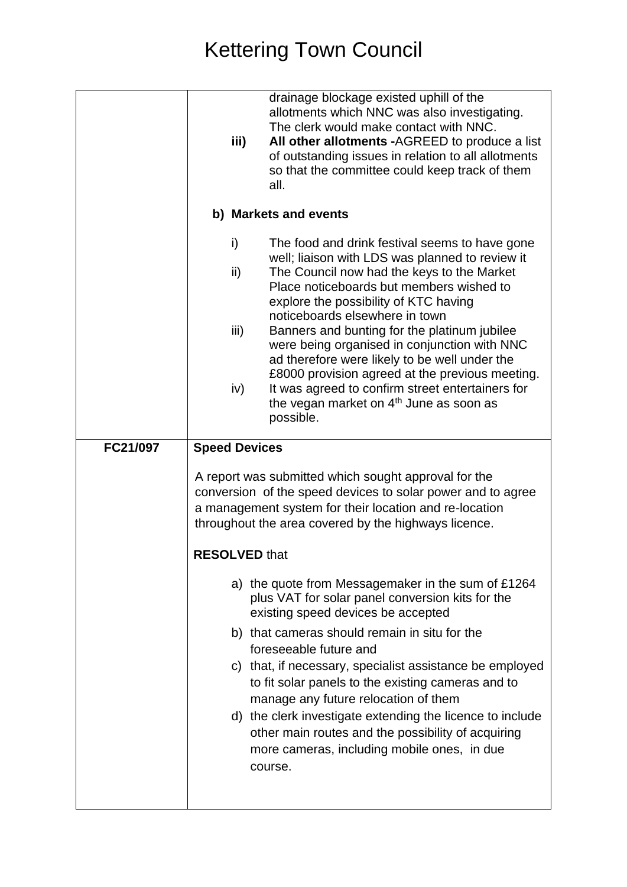# Kettering Town Council

| | |
|---|---|
| | drainage blockage existed uphill of the allotments which NNC was also investigating. The clerk would make contact with NNC.<br>**iii)** **All other allotments -**AGREED to produce a list of outstanding issues in relation to all allotments so that the committee could keep track of them all.<br><br>**b) Markets and events**<br><br>i) The food and drink festival seems to have gone well; liaison with LDS was planned to review it<br>ii) The Council now had the keys to the Market Place noticeboards but members wished to explore the possibility of KTC having noticeboards elsewhere in town<br>iii) Banners and bunting for the platinum jubilee were being organised in conjunction with NNC ad therefore were likely to be well under the £8000 provision agreed at the previous meeting.<br>iv) It was agreed to confirm street entertainers for the vegan market on 4th June as soon as possible. |
| **FC21/097** | **Speed Devices**<br><br>A report was submitted which sought approval for the conversion of the speed devices to solar power and to agree a management system for their location and re-location throughout the area covered by the highways licence.<br><br>**RESOLVED** that<br><br>a) the quote from Messagemaker in the sum of £1264 plus VAT for solar panel conversion kits for the existing speed devices be accepted<br>b) that cameras should remain in situ for the foreseeable future and<br>c) that, if necessary, specialist assistance be employed to fit solar panels to the existing cameras and to manage any future relocation of them<br>d) the clerk investigate extending the licence to include other main routes and the possibility of acquiring more cameras, including mobile ones, in due course. |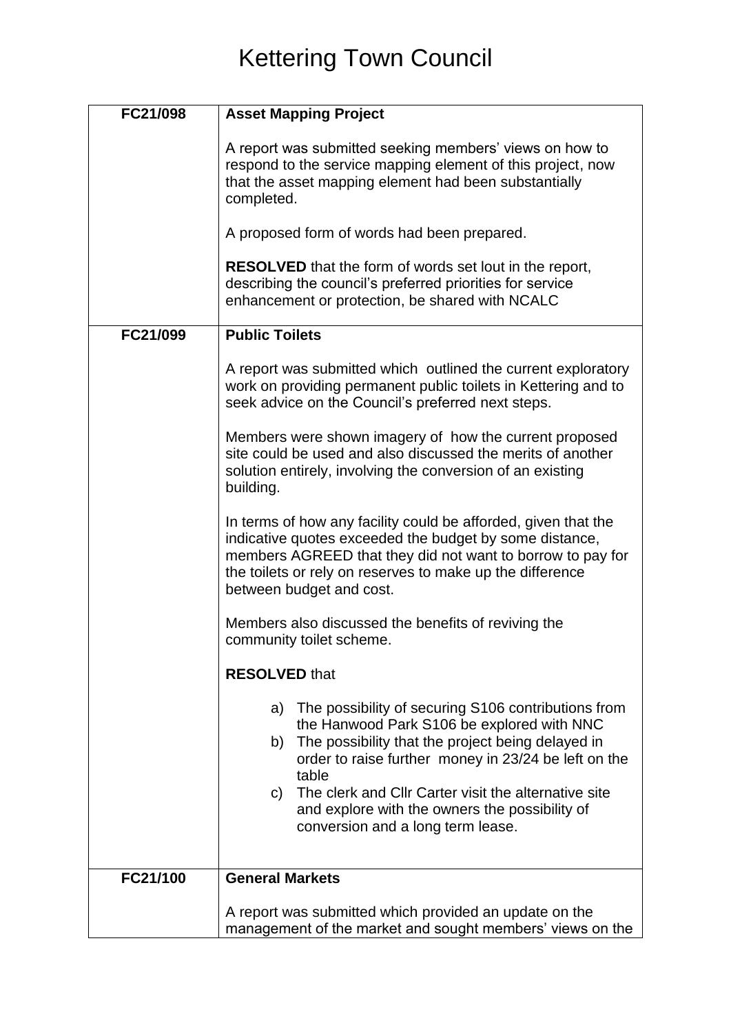# Kettering Town Council

| | |
|---|---|
| **FC21/098** | **Asset Mapping Project**<br><br>A report was submitted seeking members' views on how to respond to the service mapping element of this project, now that the asset mapping element had been substantially completed.<br><br>A proposed form of words had been prepared.<br><br>**RESOLVED** that the form of words set lout in the report, describing the council's preferred priorities for service enhancement or protection, be shared with NCALC |
| **FC21/099** | **Public Toilets**<br><br>A report was submitted which outlined the current exploratory work on providing permanent public toilets in Kettering and to seek advice on the Council's preferred next steps.<br><br>Members were shown imagery of how the current proposed site could be used and also discussed the merits of another solution entirely, involving the conversion of an existing building.<br><br>In terms of how any facility could be afforded, given that the indicative quotes exceeded the budget by some distance, members AGREED that they did not want to borrow to pay for the toilets or rely on reserves to make up the difference between budget and cost.<br><br>Members also discussed the benefits of reviving the community toilet scheme.<br><br>**RESOLVED** that<br><br>a) The possibility of securing S106 contributions from the Hanwood Park S106 be explored with NNC<br>b) The possibility that the project being delayed in order to raise further money in 23/24 be left on the table<br>c) The clerk and Cllr Carter visit the alternative site and explore with the owners the possibility of conversion and a long term lease. |
| **FC21/100** | **General Markets**<br><br>A report was submitted which provided an update on the management of the market and sought members' views on the |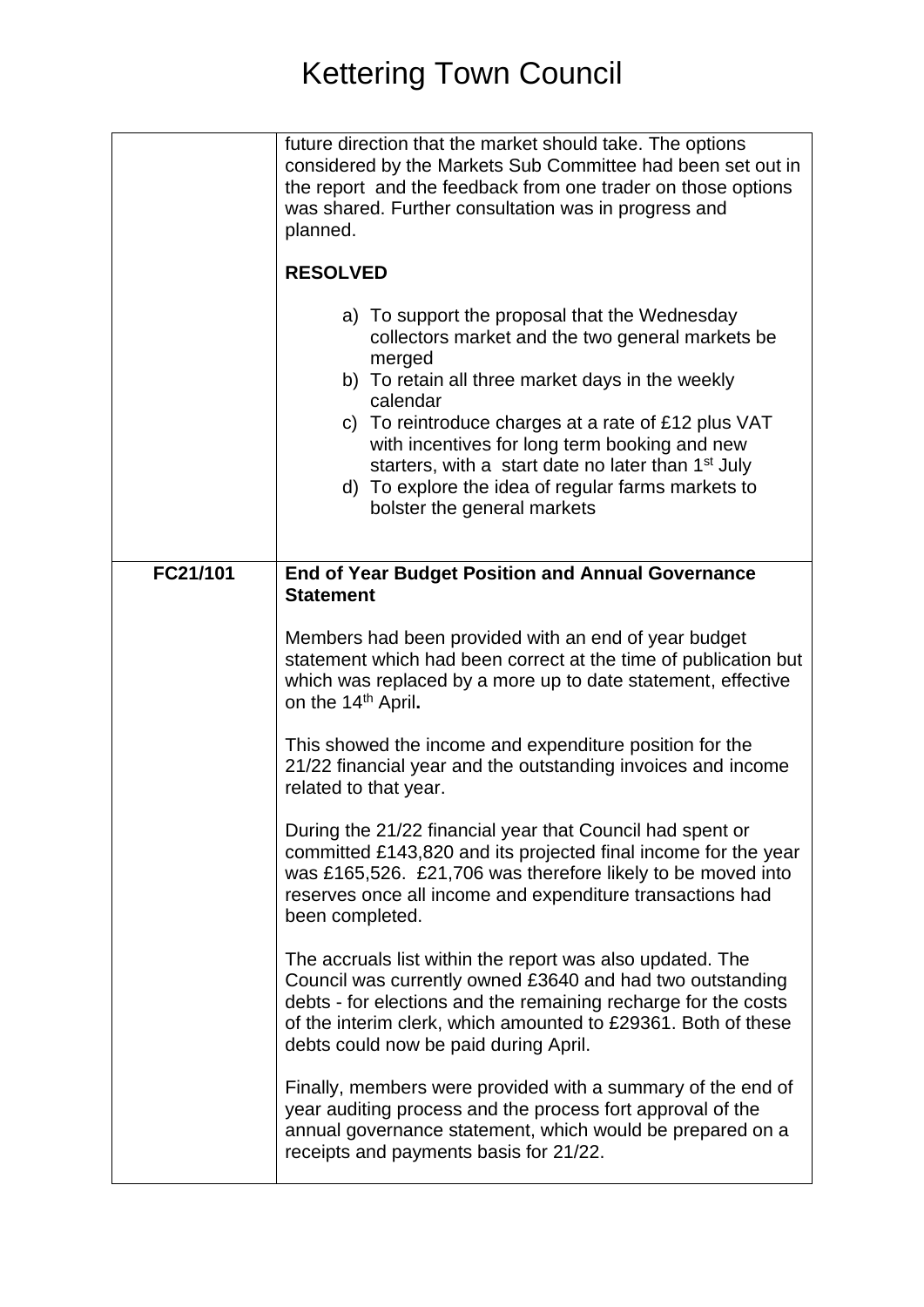# Kettering Town Council

| | |
|---|---|
| | future direction that the market should take. The options considered by the Markets Sub Committee had been set out in the report and the feedback from one trader on those options was shared. Further consultation was in progress and planned.<br><br>**RESOLVED**<br><br>a) To support the proposal that the Wednesday collectors market and the two general markets be merged<br>b) To retain all three market days in the weekly calendar<br>c) To reintroduce charges at a rate of £12 plus VAT with incentives for long term booking and new starters, with a start date no later than 1st July<br>d) To explore the idea of regular farms markets to bolster the general markets |
| **FC21/101** | **End of Year Budget Position and Annual Governance Statement**<br><br>Members had been provided with an end of year budget statement which had been correct at the time of publication but which was replaced by a more up to date statement, effective on the 14th April**.**<br><br>This showed the income and expenditure position for the 21/22 financial year and the outstanding invoices and income related to that year.<br><br>During the 21/22 financial year that Council had spent or committed £143,820 and its projected final income for the year was £165,526. £21,706 was therefore likely to be moved into reserves once all income and expenditure transactions had been completed.<br><br>The accruals list within the report was also updated. The Council was currently owned £3640 and had two outstanding debts - for elections and the remaining recharge for the costs of the interim clerk, which amounted to £29361. Both of these debts could now be paid during April.<br><br>Finally, members were provided with a summary of the end of year auditing process and the process fort approval of the annual governance statement, which would be prepared on a receipts and payments basis for 21/22. |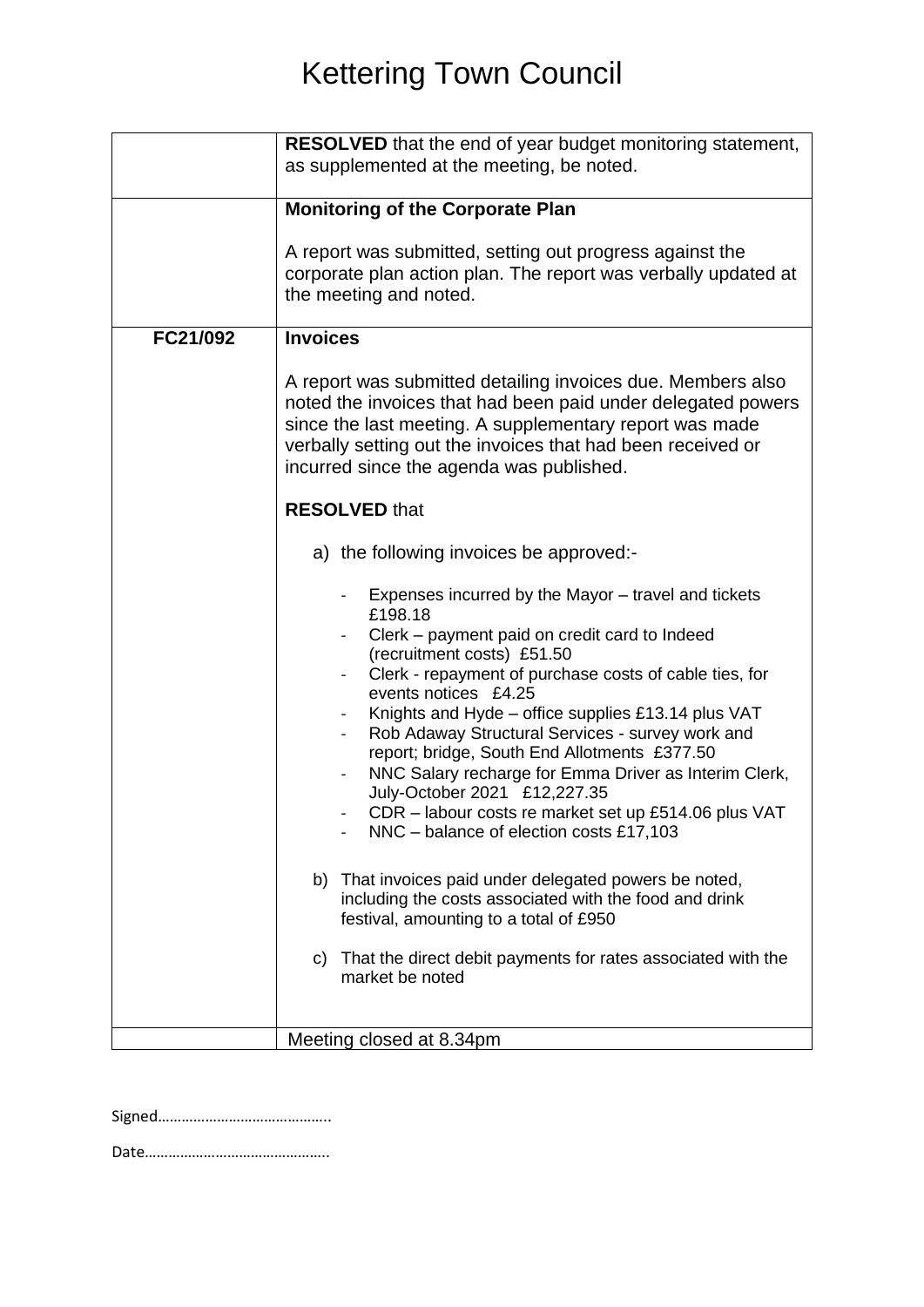# Kettering Town Council

| | |
|---|---|
| | **RESOLVED** that the end of year budget monitoring statement, as supplemented at the meeting, be noted. |
| | **Monitoring of the Corporate Plan**<br><br>A report was submitted, setting out progress against the corporate plan action plan. The report was verbally updated at the meeting and noted. |
| **FC21/092** | **Invoices**<br><br>A report was submitted detailing invoices due. Members also noted the invoices that had been paid under delegated powers since the last meeting. A supplementary report was made verbally setting out the invoices that had been received or incurred since the agenda was published.<br><br>**RESOLVED** that<br><br>a) the following invoices be approved:-<br><br>- Expenses incurred by the Mayor – travel and tickets £198.18<br>- Clerk – payment paid on credit card to Indeed (recruitment costs) £51.50<br>- Clerk - repayment of purchase costs of cable ties, for events notices £4.25<br>- Knights and Hyde – office supplies £13.14 plus VAT<br>- Rob Adaway Structural Services - survey work and report; bridge, South End Allotments £377.50<br>- NNC Salary recharge for Emma Driver as Interim Clerk, July-October 2021 £12,227.35<br>- CDR – labour costs re market set up £514.06 plus VAT<br>- NNC – balance of election costs £17,103<br><br>b) That invoices paid under delegated powers be noted, including the costs associated with the food and drink festival, amounting to a total of £950<br><br>c) That the direct debit payments for rates associated with the market be noted |
| | Meeting closed at 8.34pm |

Signed……………………………………..

Date………………………………………..